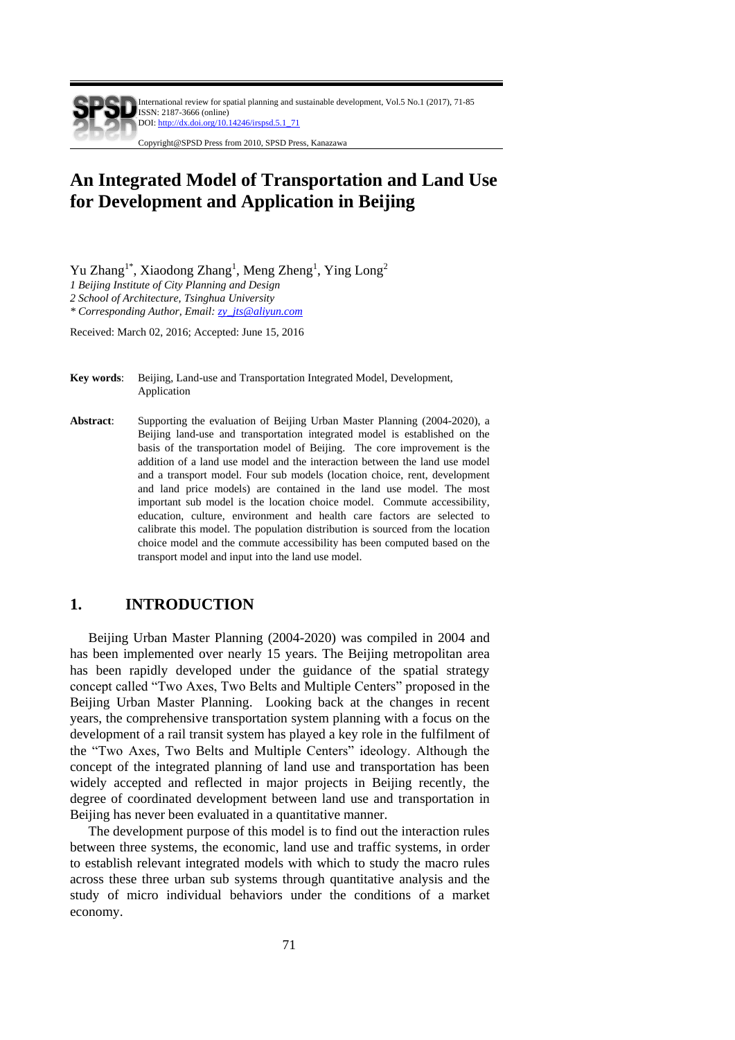# An Integrated Model of Transportation and Land Use for Development and Application in Beijing

Yu Zhang[1*], Xiaodong Zhang[1], Meng Zheng[1], Ying Long[2]

*1 Beijing Institute of City Planning and Design*
*2 School of Architecture, Tsinghua University*
*\* Corresponding Author, Email: zy_jts@aliyun.com*

Received: March 02, 2016; Accepted: June 15, 2016

**Key words**: Beijing, Land-use and Transportation Integrated Model, Development, Application

**Abstract**: Supporting the evaluation of Beijing Urban Master Planning (2004-2020), a Beijing land-use and transportation integrated model is established on the basis of the transportation model of Beijing. The core improvement is the addition of a land use model and the interaction between the land use model and a transport model. Four sub models (location choice, rent, development and land price models) are contained in the land use model. The most important sub model is the location choice model. Commute accessibility, education, culture, environment and health care factors are selected to calibrate this model. The population distribution is sourced from the location choice model and the commute accessibility has been computed based on the transport model and input into the land use model.

## 1. INTRODUCTION

Beijing Urban Master Planning (2004-2020) was compiled in 2004 and has been implemented over nearly 15 years. The Beijing metropolitan area has been rapidly developed under the guidance of the spatial strategy concept called "Two Axes, Two Belts and Multiple Centers" proposed in the Beijing Urban Master Planning. Looking back at the changes in recent years, the comprehensive transportation system planning with a focus on the development of a rail transit system has played a key role in the fulfilment of the "Two Axes, Two Belts and Multiple Centers" ideology. Although the concept of the integrated planning of land use and transportation has been widely accepted and reflected in major projects in Beijing recently, the degree of coordinated development between land use and transportation in Beijing has never been evaluated in a quantitative manner.

The development purpose of this model is to find out the interaction rules between three systems, the economic, land use and traffic systems, in order to establish relevant integrated models with which to study the macro rules across these three urban sub systems through quantitative analysis and the study of micro individual behaviors under the conditions of a market economy.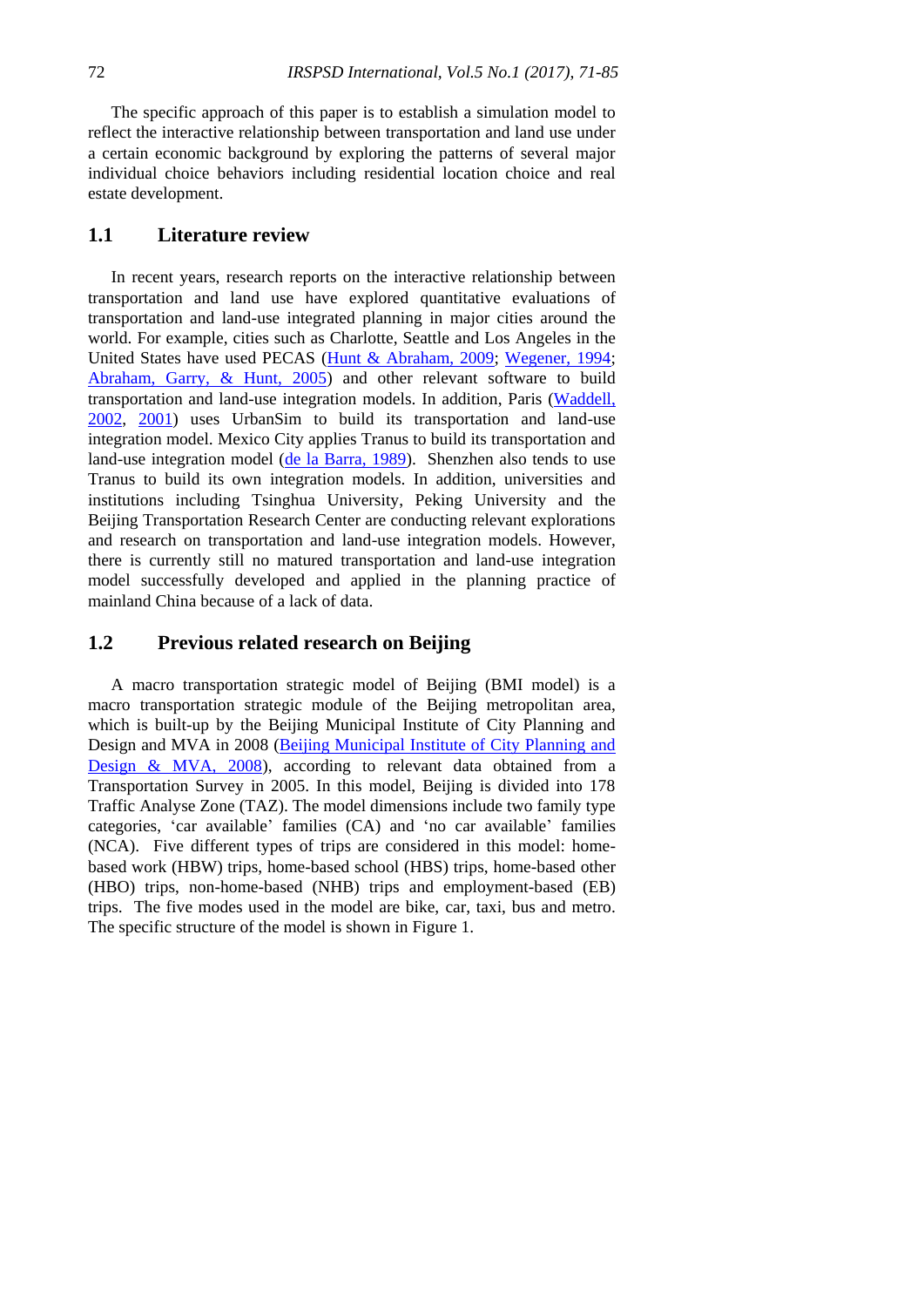The specific approach of this paper is to establish a simulation model to reflect the interactive relationship between transportation and land use under a certain economic background by exploring the patterns of several major individual choice behaviors including residential location choice and real estate development.

## 1.1 Literature review

In recent years, research reports on the interactive relationship between transportation and land use have explored quantitative evaluations of transportation and land-use integrated planning in major cities around the world. For example, cities such as Charlotte, Seattle and Los Angeles in the United States have used PECAS (Hunt & Abraham, 2009; Wegener, 1994; Abraham, Garry, & Hunt, 2005) and other relevant software to build transportation and land-use integration models. In addition, Paris (Waddell, 2002, 2001) uses UrbanSim to build its transportation and land-use integration model. Mexico City applies Tranus to build its transportation and land-use integration model (de la Barra, 1989). Shenzhen also tends to use Tranus to build its own integration models. In addition, universities and institutions including Tsinghua University, Peking University and the Beijing Transportation Research Center are conducting relevant explorations and research on transportation and land-use integration models. However, there is currently still no matured transportation and land-use integration model successfully developed and applied in the planning practice of mainland China because of a lack of data.

## 1.2 Previous related research on Beijing

A macro transportation strategic model of Beijing (BMI model) is a macro transportation strategic module of the Beijing metropolitan area, which is built-up by the Beijing Municipal Institute of City Planning and Design and MVA in 2008 (Beijing Municipal Institute of City Planning and Design & MVA, 2008), according to relevant data obtained from a Transportation Survey in 2005. In this model, Beijing is divided into 178 Traffic Analyse Zone (TAZ). The model dimensions include two family type categories, 'car available' families (CA) and 'no car available' families (NCA). Five different types of trips are considered in this model: home-based work (HBW) trips, home-based school (HBS) trips, home-based other (HBO) trips, non-home-based (NHB) trips and employment-based (EB) trips. The five modes used in the model are bike, car, taxi, bus and metro. The specific structure of the model is shown in Figure 1.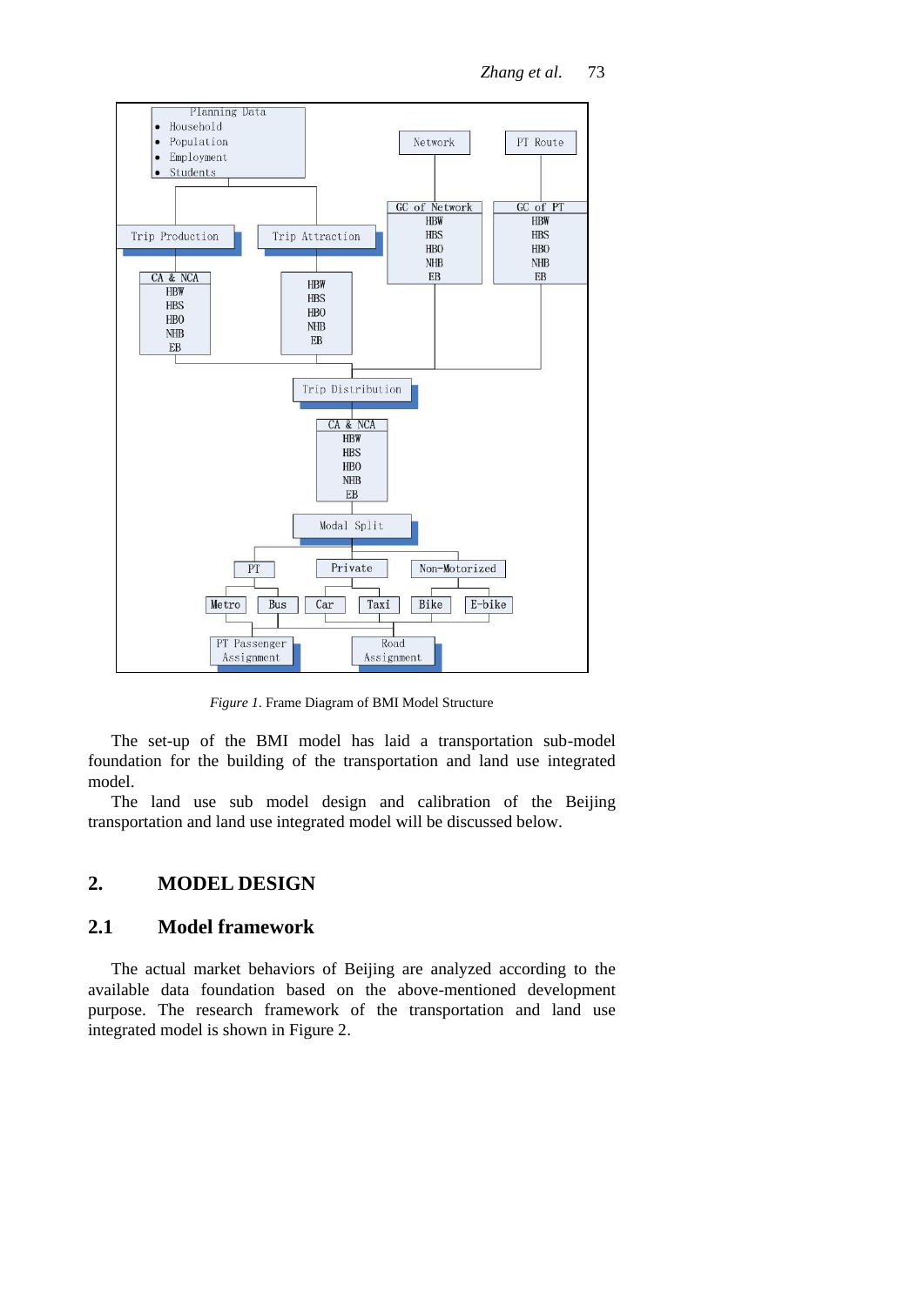*Figure 1.* Frame Diagram of BMI Model Structure

The set-up of the BMI model has laid a transportation sub-model foundation for the building of the transportation and land use integrated model.

The land use sub model design and calibration of the Beijing transportation and land use integrated model will be discussed below.

## 2. MODEL DESIGN

### 2.1 Model framework

The actual market behaviors of Beijing are analyzed according to the available data foundation based on the above-mentioned development purpose. The research framework of the transportation and land use integrated model is shown in Figure 2.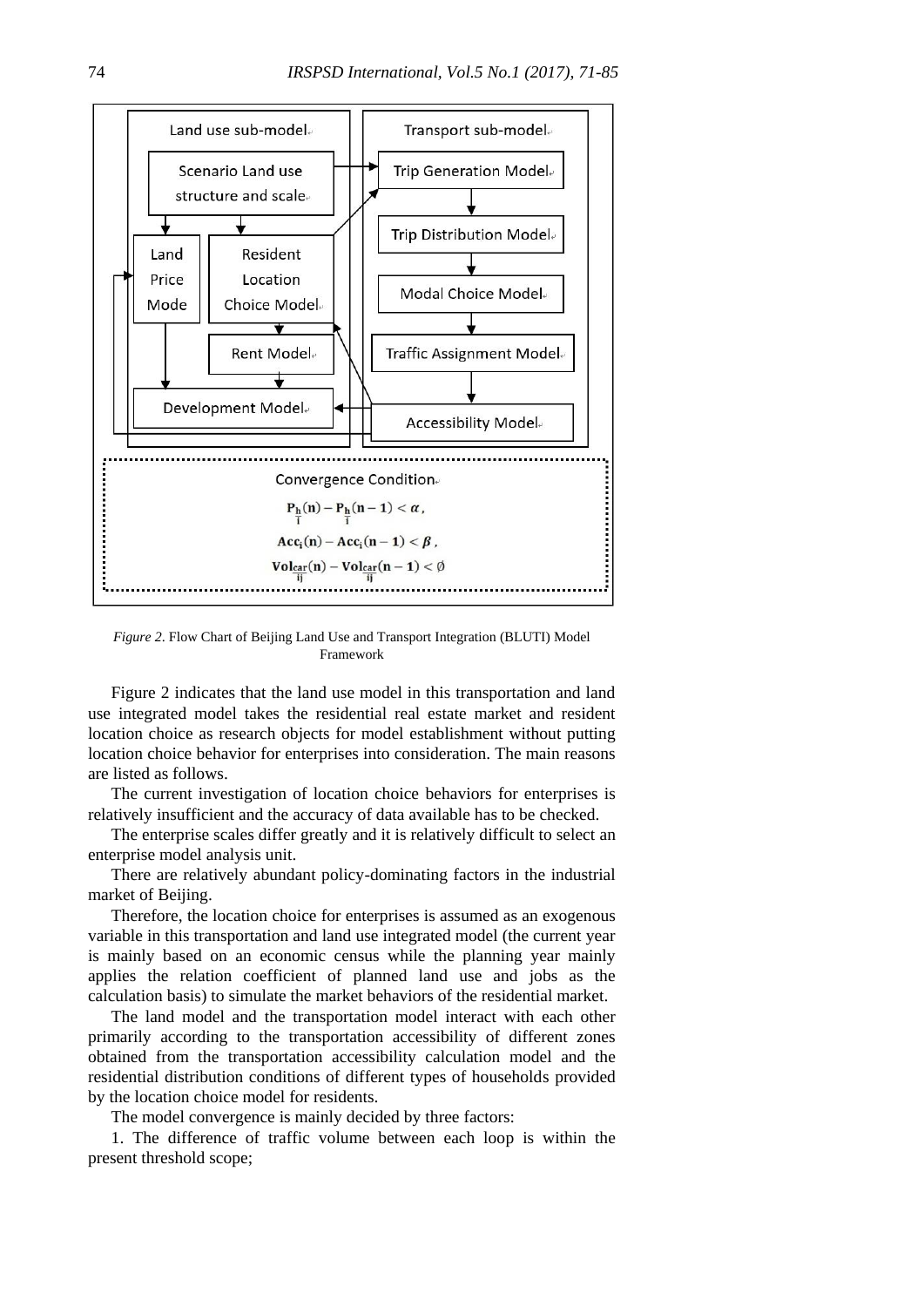Land use sub-model

Scenario Land use structure and scale

Land Price Mode

Resident Location Choice Model

Rent Model

Development Model

Transport sub-model

Trip Generation Model

Trip Distribution Model

Modal Choice Model

Traffic Assignment Model

Accessibility Model

Convergence Condition

$$P_{\frac{h}{i}}(n) - P_{\frac{h}{i}}(n-1) < \alpha,$$

$$Acc_i(n) - Acc_i(n-1) < \beta,$$

$$Vol_{\frac{car}{ij}}(n) - Vol_{\frac{car}{ij}}(n-1) < \emptyset$$

*Figure 2*. Flow Chart of Beijing Land Use and Transport Integration (BLUTI) Model Framework

Figure 2 indicates that the land use model in this transportation and land use integrated model takes the residential real estate market and resident location choice as research objects for model establishment without putting location choice behavior for enterprises into consideration. The main reasons are listed as follows.

The current investigation of location choice behaviors for enterprises is relatively insufficient and the accuracy of data available has to be checked.

The enterprise scales differ greatly and it is relatively difficult to select an enterprise model analysis unit.

There are relatively abundant policy-dominating factors in the industrial market of Beijing.

Therefore, the location choice for enterprises is assumed as an exogenous variable in this transportation and land use integrated model (the current year is mainly based on an economic census while the planning year mainly applies the relation coefficient of planned land use and jobs as the calculation basis) to simulate the market behaviors of the residential market.

The land model and the transportation model interact with each other primarily according to the transportation accessibility of different zones obtained from the transportation accessibility calculation model and the residential distribution conditions of different types of households provided by the location choice model for residents.

The model convergence is mainly decided by three factors:

1. The difference of traffic volume between each loop is within the present threshold scope;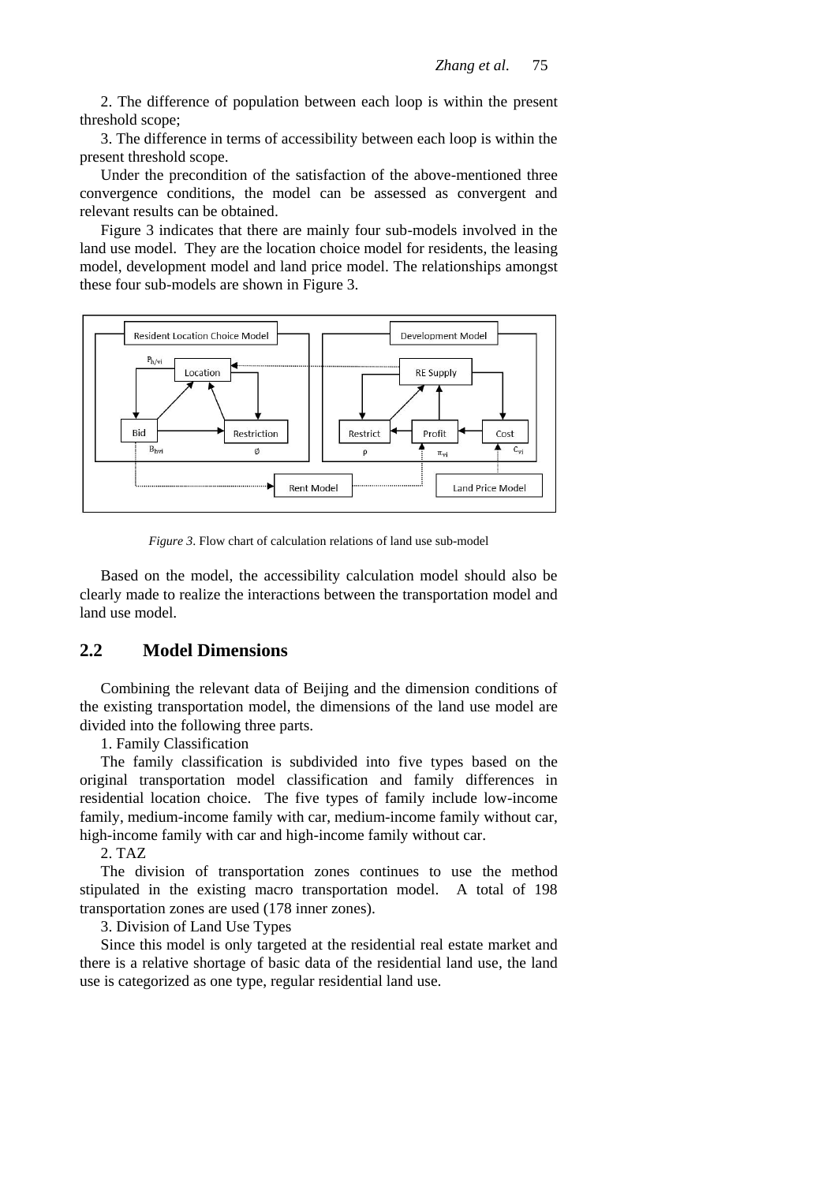2. The difference of population between each loop is within the present threshold scope;

3. The difference in terms of accessibility between each loop is within the present threshold scope.

Under the precondition of the satisfaction of the above-mentioned three convergence conditions, the model can be assessed as convergent and relevant results can be obtained.

Figure 3 indicates that there are mainly four sub-models involved in the land use model. They are the location choice model for residents, the leasing model, development model and land price model. The relationships amongst these four sub-models are shown in Figure 3.

*Figure 3*. Flow chart of calculation relations of land use sub-model

Based on the model, the accessibility calculation model should also be clearly made to realize the interactions between the transportation model and land use model.

## 2.2 Model Dimensions

Combining the relevant data of Beijing and the dimension conditions of the existing transportation model, the dimensions of the land use model are divided into the following three parts.

1. Family Classification

The family classification is subdivided into five types based on the original transportation model classification and family differences in residential location choice. The five types of family include low-income family, medium-income family with car, medium-income family without car, high-income family with car and high-income family without car.

2. TAZ

The division of transportation zones continues to use the method stipulated in the existing macro transportation model. A total of 198 transportation zones are used (178 inner zones).

3. Division of Land Use Types

Since this model is only targeted at the residential real estate market and there is a relative shortage of basic data of the residential land use, the land use is categorized as one type, regular residential land use.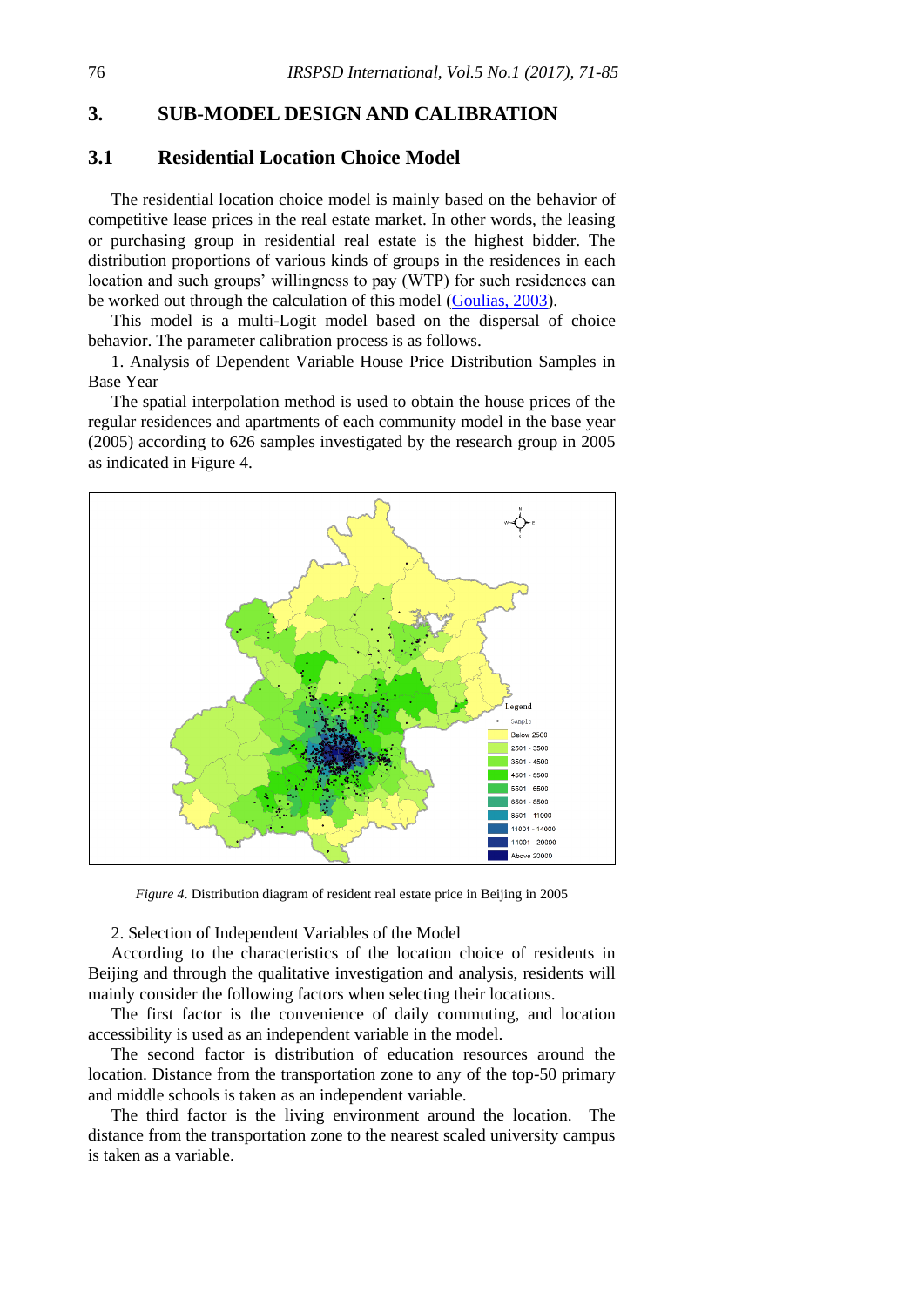## 3. SUB-MODEL DESIGN AND CALIBRATION

### 3.1 Residential Location Choice Model

The residential location choice model is mainly based on the behavior of competitive lease prices in the real estate market. In other words, the leasing or purchasing group in residential real estate is the highest bidder. The distribution proportions of various kinds of groups in the residences in each location and such groups' willingness to pay (WTP) for such residences can be worked out through the calculation of this model (Goulias, 2003).

This model is a multi-Logit model based on the dispersal of choice behavior. The parameter calibration process is as follows.

1. Analysis of Dependent Variable House Price Distribution Samples in Base Year

The spatial interpolation method is used to obtain the house prices of the regular residences and apartments of each community model in the base year (2005) according to 626 samples investigated by the research group in 2005 as indicated in Figure 4.

*Figure 4.* Distribution diagram of resident real estate price in Beijing in 2005

2. Selection of Independent Variables of the Model

According to the characteristics of the location choice of residents in Beijing and through the qualitative investigation and analysis, residents will mainly consider the following factors when selecting their locations.

The first factor is the convenience of daily commuting, and location accessibility is used as an independent variable in the model.

The second factor is distribution of education resources around the location. Distance from the transportation zone to any of the top-50 primary and middle schools is taken as an independent variable.

The third factor is the living environment around the location. The distance from the transportation zone to the nearest scaled university campus is taken as a variable.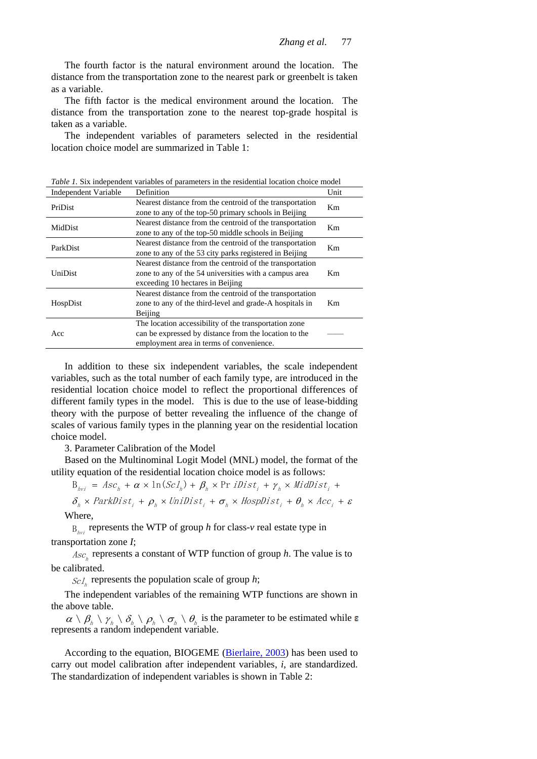The fourth factor is the natural environment around the location. The distance from the transportation zone to the nearest park or greenbelt is taken as a variable.

The fifth factor is the medical environment around the location. The distance from the transportation zone to the nearest top-grade hospital is taken as a variable.

The independent variables of parameters selected in the residential location choice model are summarized in Table 1:

*Table 1.* Six independent variables of parameters in the residential location choice model

| Independent Variable | Definition | Unit |
|---|---|---|
| PriDist | Nearest distance from the centroid of the transportation zone to any of the top-50 primary schools in Beijing | Km |
| MidDist | Nearest distance from the centroid of the transportation zone to any of the top-50 middle schools in Beijing | Km |
| ParkDist | Nearest distance from the centroid of the transportation zone to any of the 53 city parks registered in Beijing | Km |
| UniDist | Nearest distance from the centroid of the transportation zone to any of the 54 universities with a campus area exceeding 10 hectares in Beijing | Km |
| HospDist | Nearest distance from the centroid of the transportation zone to any of the third-level and grade-A hospitals in Beijing | Km |
| Acc | The location accessibility of the transportation zone can be expressed by distance from the location to the employment area in terms of convenience. | —— |

In addition to these six independent variables, the scale independent variables, such as the total number of each family type, are introduced in the residential location choice model to reflect the proportional differences of different family types in the model. This is due to the use of lease-bidding theory with the purpose of better revealing the influence of the change of scales of various family types in the planning year on the residential location choice model.

3. Parameter Calibration of the Model

Based on the Multinominal Logit Model (MNL) model, the format of the utility equation of the residential location choice model is as follows:

$$B_{hvi} = Asc_h + \alpha \times \ln(Scl_h) + \beta_h \times PriDist_i + \gamma_h \times MidDist_i +$$
$$\delta_h \times ParkDist_i + \rho_h \times UniDist_i + \sigma_h \times HospDist_i + \theta_h \times Acc_i + \varepsilon$$

Where,

$B_{hvi}$ represents the WTP of group *h* for class-*v* real estate type in transportation zone *I*;

$Asc_h$ represents a constant of WTP function of group *h*. The value is to be calibrated.

$Scl_h$ represents the population scale of group *h*;

The independent variables of the remaining WTP functions are shown in the above table.

$\alpha \setminus \beta_h \setminus \gamma_h \setminus \delta_h \setminus \rho_h \setminus \sigma_h \setminus \theta_h$ is the parameter to be estimated while $\varepsilon$ represents a random independent variable.

According to the equation, BIOGEME (Bierlaire, 2003) has been used to carry out model calibration after independent variables, *i*, are standardized. The standardization of independent variables is shown in Table 2: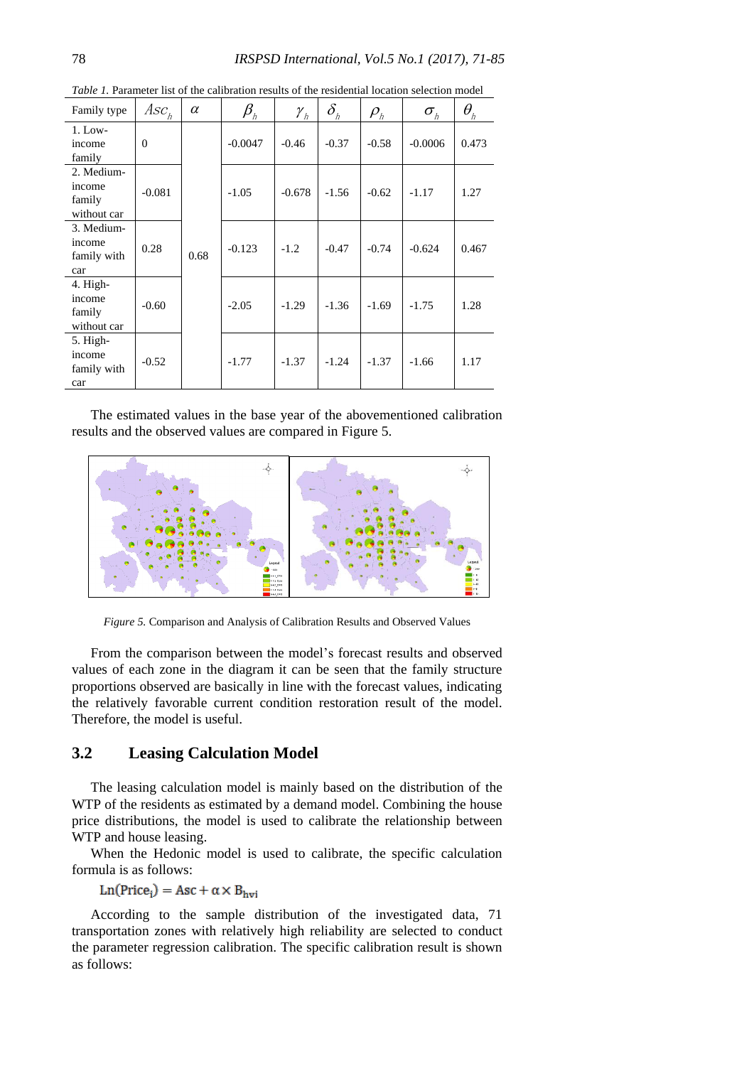*Table 1.* Parameter list of the calibration results of the residential location selection model

| Family type | $Asc_h$ | $\alpha$ | $\beta_h$ | $\gamma_h$ | $\delta_h$ | $\rho_h$ | $\sigma_h$ | $\theta_h$ |
|---|---|---|---|---|---|---|---|---|
| 1. Low-income family | 0 | 0.68 | -0.0047 | -0.46 | -0.37 | -0.58 | -0.0006 | 0.473 |
| 2. Medium-income family without car | -0.081 | | -1.05 | -0.678 | -1.56 | -0.62 | -1.17 | 1.27 |
| 3. Medium-income family with car | 0.28 | | -0.123 | -1.2 | -0.47 | -0.74 | -0.624 | 0.467 |
| 4. High-income family without car | -0.60 | | -2.05 | -1.29 | -1.36 | -1.69 | -1.75 | 1.28 |
| 5. High-income family with car | -0.52 | | -1.77 | -1.37 | -1.24 | -1.37 | -1.66 | 1.17 |

The estimated values in the base year of the abovementioned calibration results and the observed values are compared in Figure 5.

*Figure 5.* Comparison and Analysis of Calibration Results and Observed Values

From the comparison between the model's forecast results and observed values of each zone in the diagram it can be seen that the family structure proportions observed are basically in line with the forecast values, indicating the relatively favorable current condition restoration result of the model. Therefore, the model is useful.

## 3.2 Leasing Calculation Model

The leasing calculation model is mainly based on the distribution of the WTP of the residents as estimated by a demand model. Combining the house price distributions, the model is used to calibrate the relationship between WTP and house leasing.

When the Hedonic model is used to calibrate, the specific calculation formula is as follows:

$$\mathrm{Ln}(\mathrm{Price_i}) = \mathrm{Asc} + \alpha \times \mathrm{B_{hvi}}$$

According to the sample distribution of the investigated data, 71 transportation zones with relatively high reliability are selected to conduct the parameter regression calibration. The specific calibration result is shown as follows: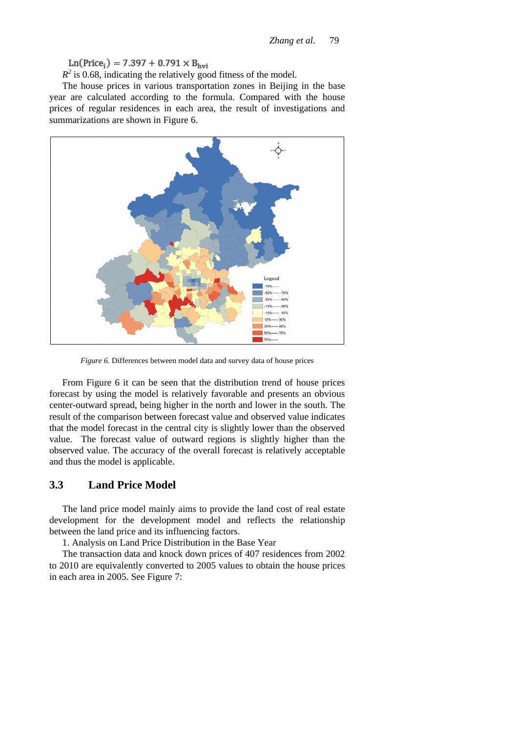$$\mathrm{Ln}(\mathrm{Price}_i) = 7.397 + 0.791 \times \mathrm{B}_{\mathrm{hvi}}$$

$R^2$ is 0.68, indicating the relatively good fitness of the model.

The house prices in various transportation zones in Beijing in the base year are calculated according to the formula. Compared with the house prices of regular residences in each area, the result of investigations and summarizations are shown in Figure 6.

*Figure 6.* Differences between model data and survey data of house prices

From Figure 6 it can be seen that the distribution trend of house prices forecast by using the model is relatively favorable and presents an obvious center-outward spread, being higher in the north and lower in the south. The result of the comparison between forecast value and observed value indicates that the model forecast in the central city is slightly lower than the observed value. The forecast value of outward regions is slightly higher than the observed value. The accuracy of the overall forecast is relatively acceptable and thus the model is applicable.

## 3.3 Land Price Model

The land price model mainly aims to provide the land cost of real estate development for the development model and reflects the relationship between the land price and its influencing factors.

1. Analysis on Land Price Distribution in the Base Year

The transaction data and knock down prices of 407 residences from 2002 to 2010 are equivalently converted to 2005 values to obtain the house prices in each area in 2005. See Figure 7: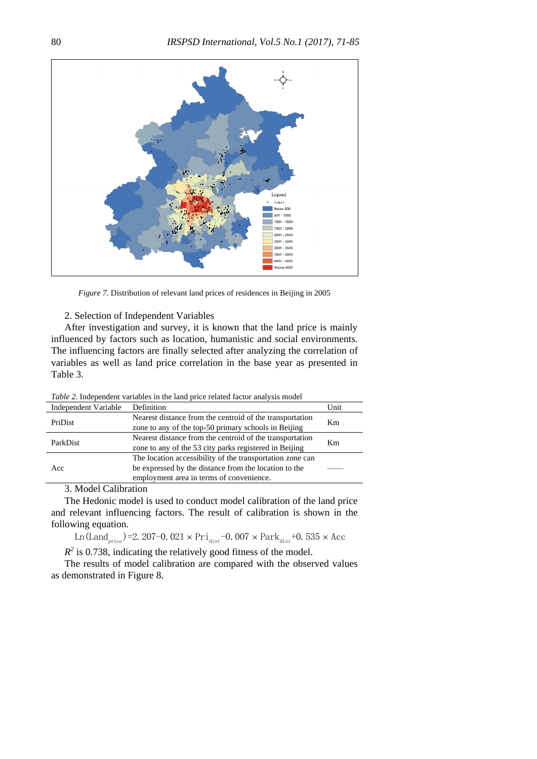*Figure 7.* Distribution of relevant land prices of residences in Beijing in 2005

2. Selection of Independent Variables

After investigation and survey, it is known that the land price is mainly influenced by factors such as location, humanistic and social environments. The influencing factors are finally selected after analyzing the correlation of variables as well as land price correlation in the base year as presented in Table 3.

*Table 2*. Independent variables in the land price related factor analysis model

| Independent Variable | Definition | Unit |
|---|---|---|
| PriDist | Nearest distance from the centroid of the transportation zone to any of the top-50 primary schools in Beijing | Km |
| ParkDist | Nearest distance from the centroid of the transportation zone to any of the 53 city parks registered in Beijing | Km |
| Acc | The location accessibility of the transportation zone can be expressed by the distance from the location to the employment area in terms of convenience. | —— |

3. Model Calibration

The Hedonic model is used to conduct model calibration of the land price and relevant influencing factors. The result of calibration is shown in the following equation.

$$\mathrm{Ln}(\mathrm{Land}_{price})=2.207-0.021\times \mathrm{Pri}_{dist}-0.007\times \mathrm{Park}_{dist}+0.535\times \mathrm{Acc}$$

$R^2$ is 0.738, indicating the relatively good fitness of the model.

The results of model calibration are compared with the observed values as demonstrated in Figure 8.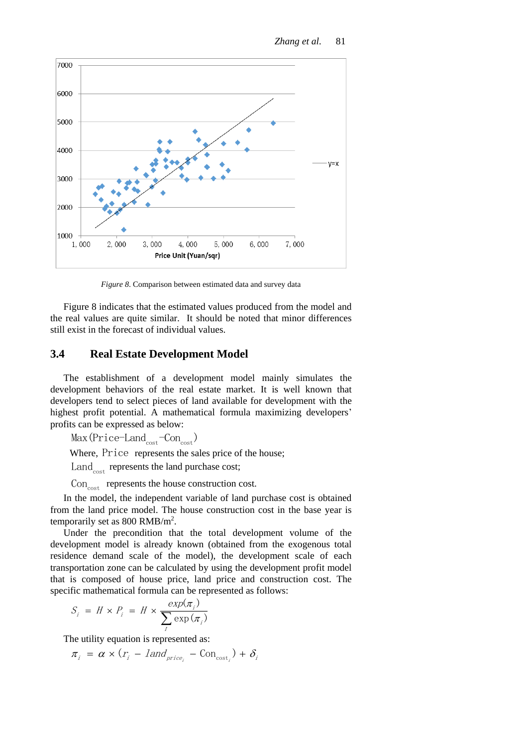*Figure 8*. Comparison between estimated data and survey data

Figure 8 indicates that the estimated values produced from the model and the real values are quite similar. It should be noted that minor differences still exist in the forecast of individual values.

## 3.4 Real Estate Development Model

The establishment of a development model mainly simulates the development behaviors of the real estate market. It is well known that developers tend to select pieces of land available for development with the highest profit potential. A mathematical formula maximizing developers' profits can be expressed as below:

$$\text{Max}(\text{Price}-\text{Land}_{\text{cost}}-\text{Con}_{\text{cost}})$$

Where, Price represents the sales price of the house;

$\text{Land}_{\text{cost}}$ represents the land purchase cost;

$\text{Con}_{\text{cost}}$ represents the house construction cost.

In the model, the independent variable of land purchase cost is obtained from the land price model. The house construction cost in the base year is temporarily set as 800 RMB/m$^2$.

Under the precondition that the total development volume of the development model is already known (obtained from the exogenous total residence demand scale of the model), the development scale of each transportation zone can be calculated by using the development profit model that is composed of house price, land price and construction cost. The specific mathematical formula can be represented as follows:

$$S_i = H \times P_i = H \times \frac{exp(\pi_i)}{\sum_I \exp(\pi_i)}$$

The utility equation is represented as:

$$\pi_i = \alpha \times (r_i - land_{price_i} - \text{Con}_{\text{cost}_i}) + \delta_i$$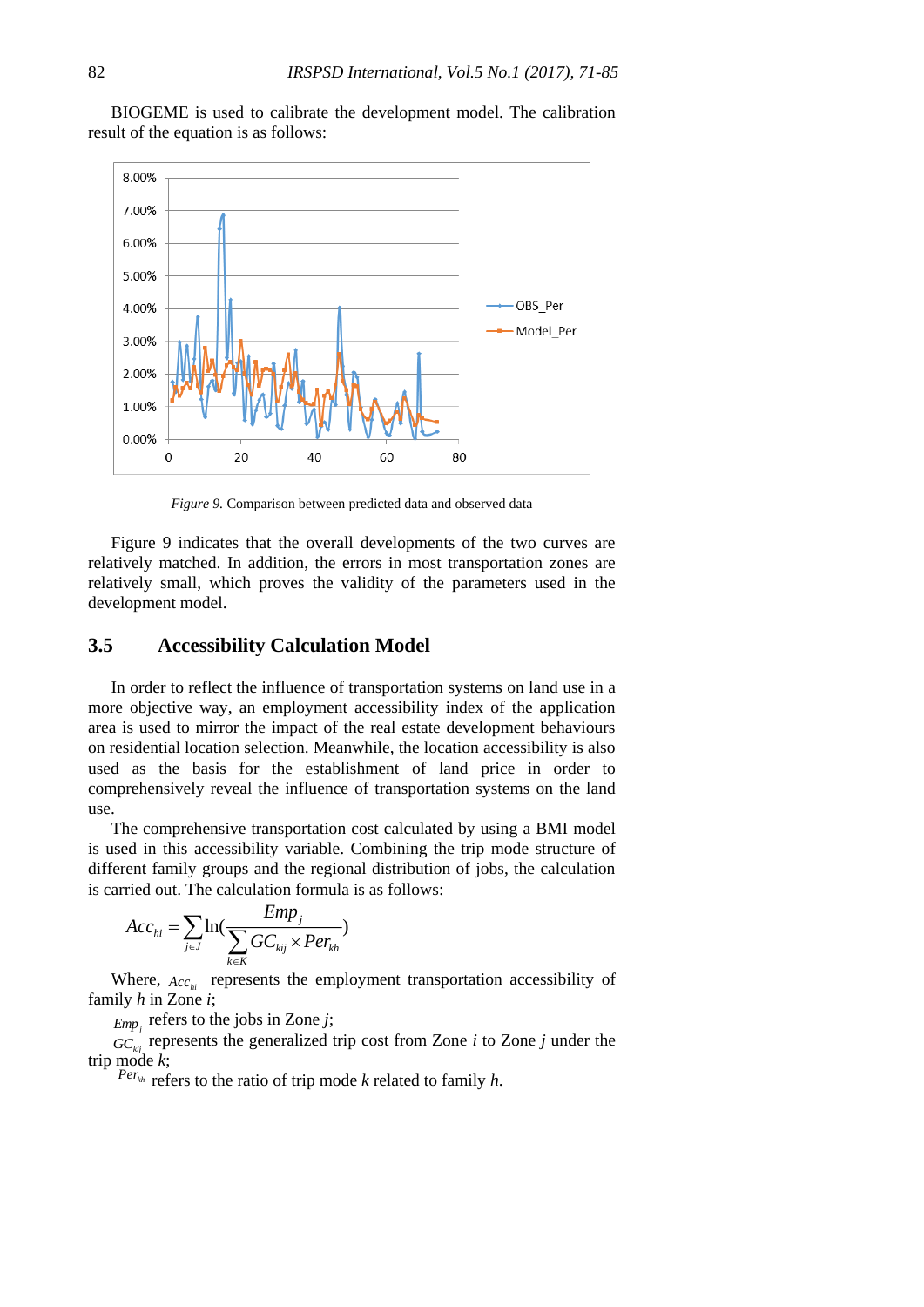BIOGEME is used to calibrate the development model. The calibration result of the equation is as follows:

*Figure 9.* Comparison between predicted data and observed data

Figure 9 indicates that the overall developments of the two curves are relatively matched. In addition, the errors in most transportation zones are relatively small, which proves the validity of the parameters used in the development model.

## 3.5 Accessibility Calculation Model

In order to reflect the influence of transportation systems on land use in a more objective way, an employment accessibility index of the application area is used to mirror the impact of the real estate development behaviours on residential location selection. Meanwhile, the location accessibility is also used as the basis for the establishment of land price in order to comprehensively reveal the influence of transportation systems on the land use.

The comprehensive transportation cost calculated by using a BMI model is used in this accessibility variable. Combining the trip mode structure of different family groups and the regional distribution of jobs, the calculation is carried out. The calculation formula is as follows:

$$Acc_{hi} = \sum_{j \in J} \ln\left(\frac{Emp_j}{\sum_{k \in K} GC_{kij} \times Per_{kh}}\right)$$

Where, $Acc_{hi}$ represents the employment transportation accessibility of family $h$ in Zone $i$;

$Emp_j$ refers to the jobs in Zone $j$;

$GC_{kij}$ represents the generalized trip cost from Zone $i$ to Zone $j$ under the trip mode $k$;

$Per_{kh}$ refers to the ratio of trip mode $k$ related to family $h$.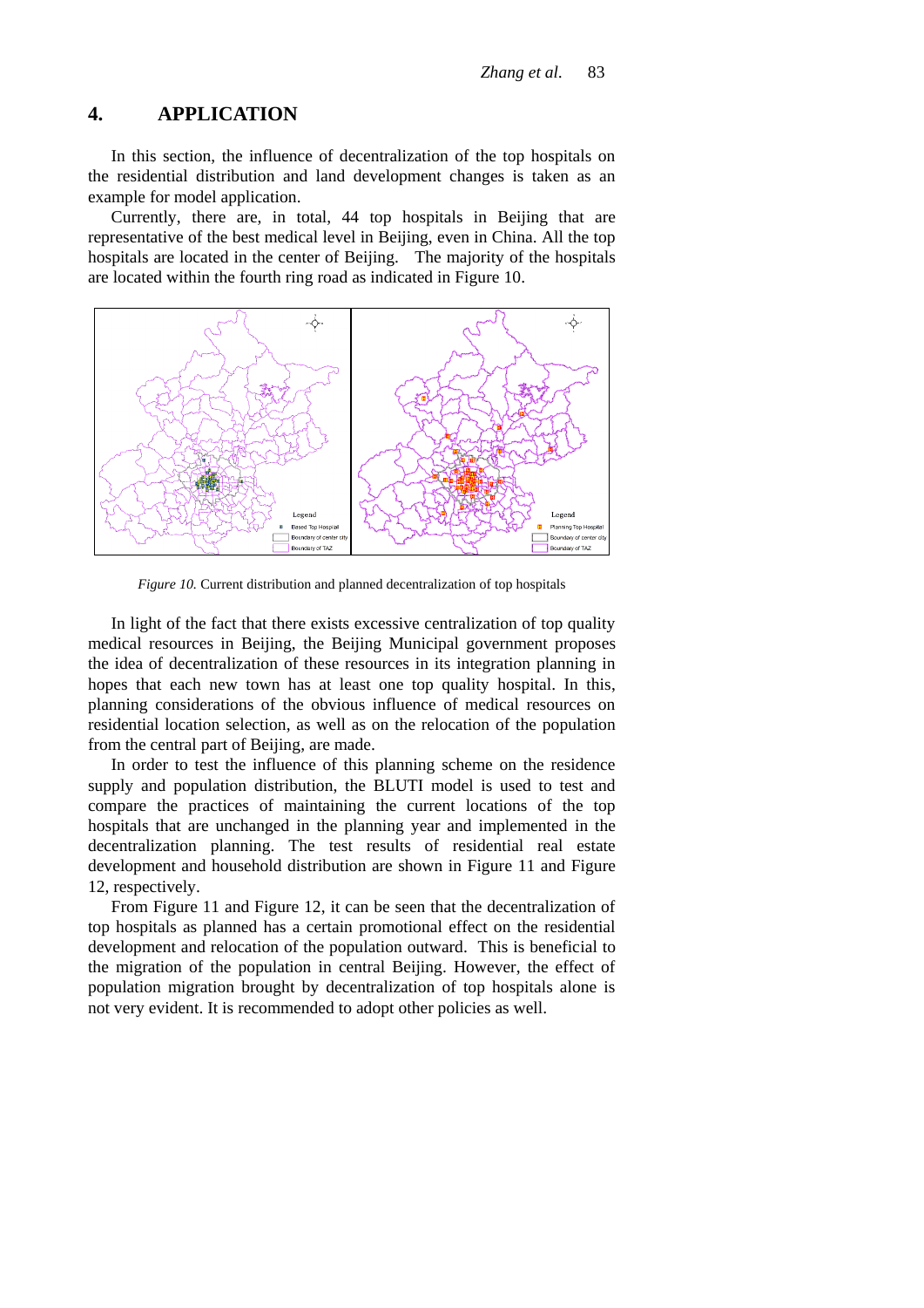# 4. APPLICATION

In this section, the influence of decentralization of the top hospitals on the residential distribution and land development changes is taken as an example for model application.

Currently, there are, in total, 44 top hospitals in Beijing that are representative of the best medical level in Beijing, even in China. All the top hospitals are located in the center of Beijing. The majority of the hospitals are located within the fourth ring road as indicated in Figure 10.

*Figure 10.* Current distribution and planned decentralization of top hospitals

In light of the fact that there exists excessive centralization of top quality medical resources in Beijing, the Beijing Municipal government proposes the idea of decentralization of these resources in its integration planning in hopes that each new town has at least one top quality hospital. In this, planning considerations of the obvious influence of medical resources on residential location selection, as well as on the relocation of the population from the central part of Beijing, are made.

In order to test the influence of this planning scheme on the residence supply and population distribution, the BLUTI model is used to test and compare the practices of maintaining the current locations of the top hospitals that are unchanged in the planning year and implemented in the decentralization planning. The test results of residential real estate development and household distribution are shown in Figure 11 and Figure 12, respectively.

From Figure 11 and Figure 12, it can be seen that the decentralization of top hospitals as planned has a certain promotional effect on the residential development and relocation of the population outward. This is beneficial to the migration of the population in central Beijing. However, the effect of population migration brought by decentralization of top hospitals alone is not very evident. It is recommended to adopt other policies as well.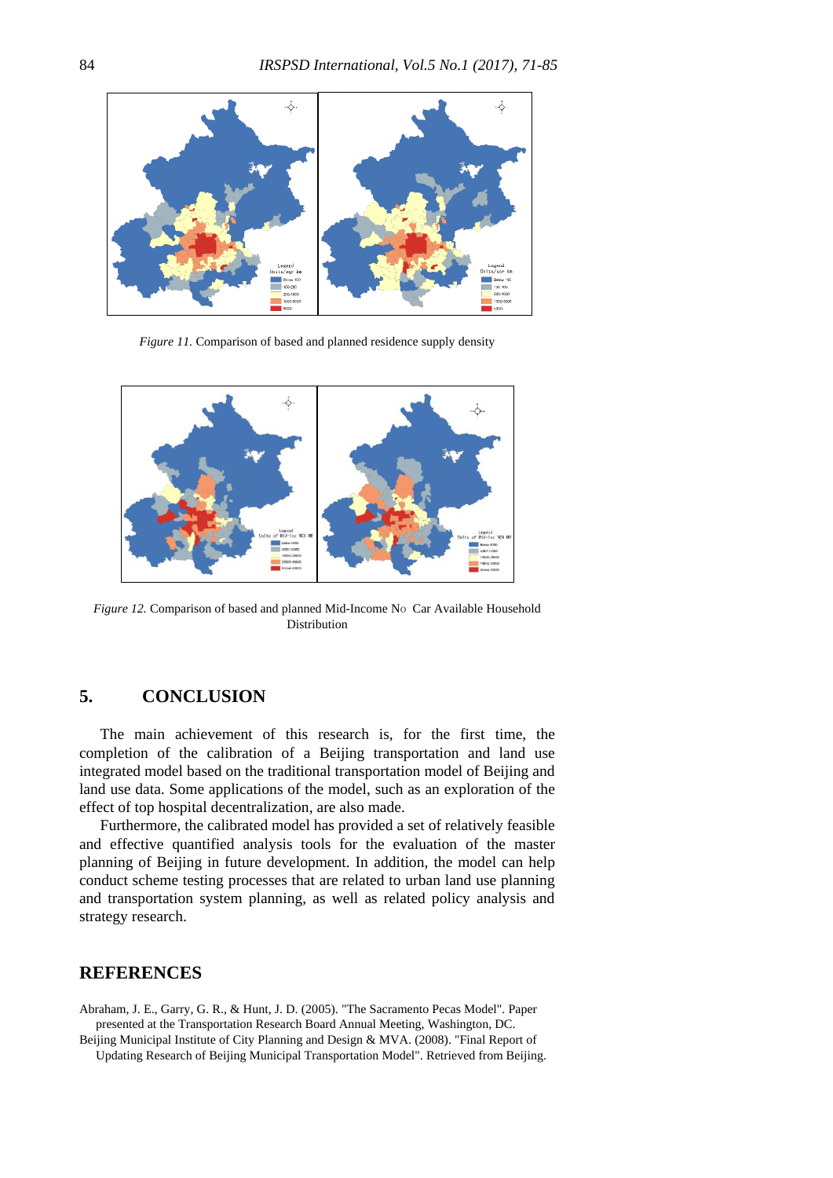*Figure 11.* Comparison of based and planned residence supply density

*Figure 12.* Comparison of based and planned Mid-Income No Car Available Household Distribution

## 5. CONCLUSION

The main achievement of this research is, for the first time, the completion of the calibration of a Beijing transportation and land use integrated model based on the traditional transportation model of Beijing and land use data. Some applications of the model, such as an exploration of the effect of top hospital decentralization, are also made.

Furthermore, the calibrated model has provided a set of relatively feasible and effective quantified analysis tools for the evaluation of the master planning of Beijing in future development. In addition, the model can help conduct scheme testing processes that are related to urban land use planning and transportation system planning, as well as related policy analysis and strategy research.

## REFERENCES

Abraham, J. E., Garry, G. R., & Hunt, J. D. (2005). "The Sacramento Pecas Model". Paper presented at the Transportation Research Board Annual Meeting, Washington, DC.

Beijing Municipal Institute of City Planning and Design & MVA. (2008). "Final Report of Updating Research of Beijing Municipal Transportation Model". Retrieved from Beijing.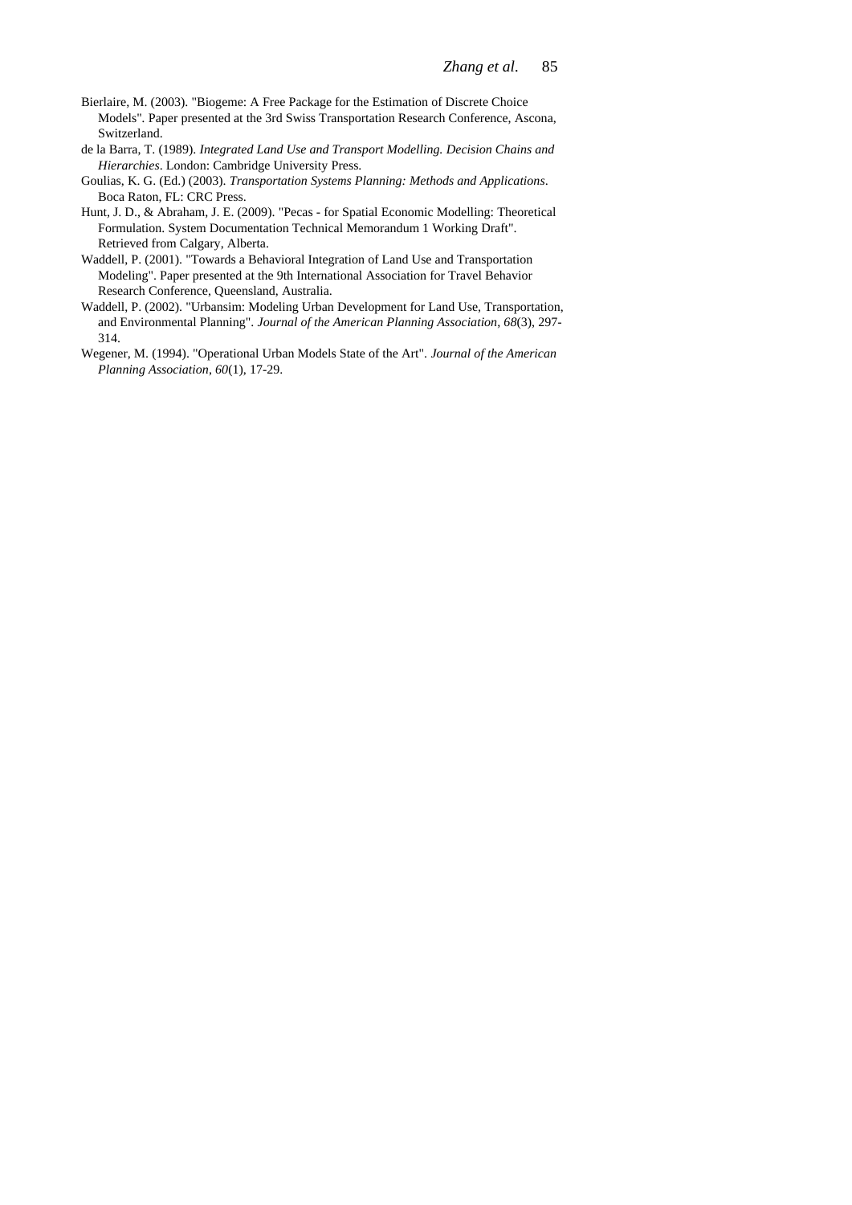Bierlaire, M. (2003). "Biogeme: A Free Package for the Estimation of Discrete Choice Models". Paper presented at the 3rd Swiss Transportation Research Conference, Ascona, Switzerland.

de la Barra, T. (1989). *Integrated Land Use and Transport Modelling. Decision Chains and Hierarchies*. London: Cambridge University Press.

Goulias, K. G. (Ed.) (2003). *Transportation Systems Planning: Methods and Applications*. Boca Raton, FL: CRC Press.

Hunt, J. D., & Abraham, J. E. (2009). "Pecas - for Spatial Economic Modelling: Theoretical Formulation. System Documentation Technical Memorandum 1 Working Draft". Retrieved from Calgary, Alberta.

Waddell, P. (2001). "Towards a Behavioral Integration of Land Use and Transportation Modeling". Paper presented at the 9th International Association for Travel Behavior Research Conference, Queensland, Australia.

Waddell, P. (2002). "Urbansim: Modeling Urban Development for Land Use, Transportation, and Environmental Planning". *Journal of the American Planning Association*, *68*(3), 297-314.

Wegener, M. (1994). "Operational Urban Models State of the Art". *Journal of the American Planning Association*, *60*(1), 17-29.